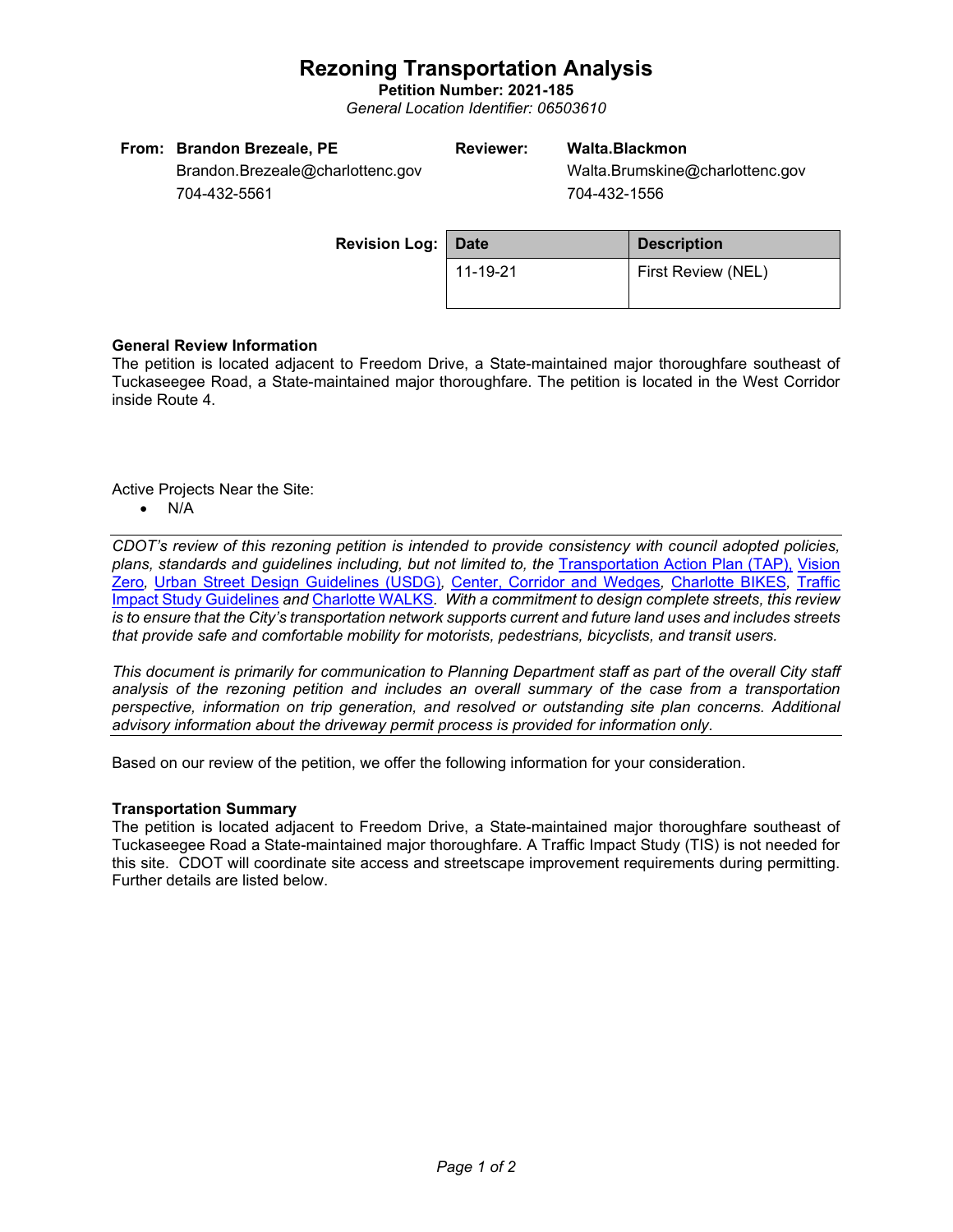# Rezoning Transportation Analysis

**Petition Number: 2021-185**

*General Location Identifier: 06503610*

**From:** **Brandon Brezeale, PE**
Brandon.Brezeale@charlottenc.gov
704-432-5561

**Reviewer:** **Walta.Blackmon**
Walta.Brumskine@charlottenc.gov
704-432-1556

**Revision Log:**

| Date | Description |
|---|---|
| 11-19-21 | First Review (NEL) |

**General Review Information**

The petition is located adjacent to Freedom Drive, a State-maintained major thoroughfare southeast of Tuckaseegee Road, a State-maintained major thoroughfare. The petition is located in the West Corridor inside Route 4.

Active Projects Near the Site:

- N/A

*CDOT's review of this rezoning petition is intended to provide consistency with council adopted policies, plans, standards and guidelines including, but not limited to, the* Transportation Action Plan (TAP), Vision Zero, Urban Street Design Guidelines (USDG), Center, Corridor and Wedges, Charlotte BIKES, Traffic Impact Study Guidelines *and* Charlotte WALKS*. With a commitment to design complete streets, this review is to ensure that the City's transportation network supports current and future land uses and includes streets that provide safe and comfortable mobility for motorists, pedestrians, bicyclists, and transit users.*

*This document is primarily for communication to Planning Department staff as part of the overall City staff analysis of the rezoning petition and includes an overall summary of the case from a transportation perspective, information on trip generation, and resolved or outstanding site plan concerns. Additional advisory information about the driveway permit process is provided for information only.*

Based on our review of the petition, we offer the following information for your consideration.

**Transportation Summary**

The petition is located adjacent to Freedom Drive, a State-maintained major thoroughfare southeast of Tuckaseegee Road a State-maintained major thoroughfare. A Traffic Impact Study (TIS) is not needed for this site. CDOT will coordinate site access and streetscape improvement requirements during permitting. Further details are listed below.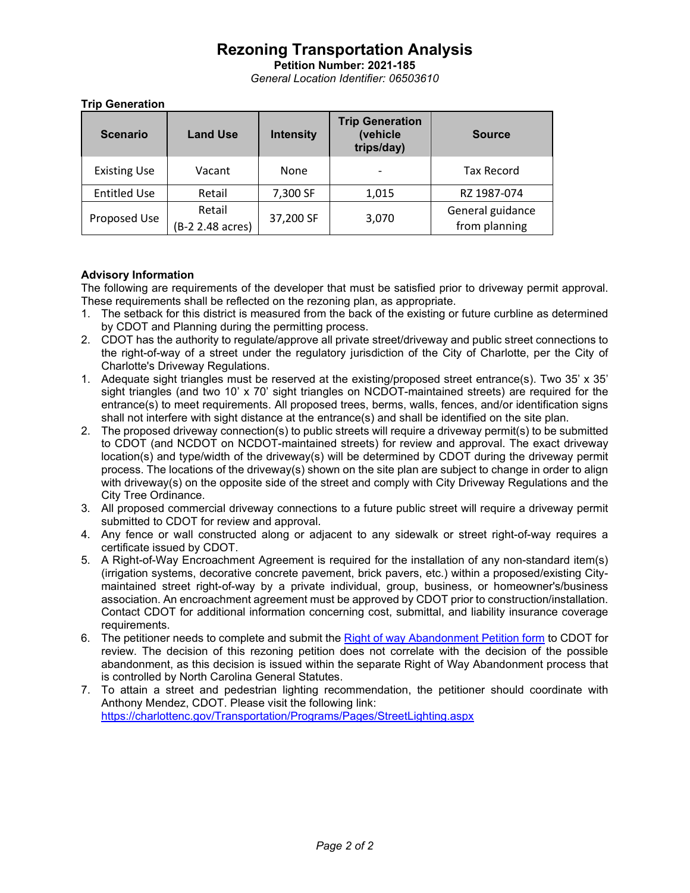# Rezoning Transportation Analysis

**Petition Number: 2021-185**

*General Location Identifier: 06503610*

**Trip Generation**

| Scenario | Land Use | Intensity | Trip Generation (vehicle trips/day) | Source |
|---|---|---|---|---|
| Existing Use | Vacant | None | - | Tax Record |
| Entitled Use | Retail | 7,300 SF | 1,015 | RZ 1987-074 |
| Proposed Use | Retail (B-2 2.48 acres) | 37,200 SF | 3,070 | General guidance from planning |

**Advisory Information**

The following are requirements of the developer that must be satisfied prior to driveway permit approval. These requirements shall be reflected on the rezoning plan, as appropriate.

1. The setback for this district is measured from the back of the existing or future curbline as determined by CDOT and Planning during the permitting process.
2. CDOT has the authority to regulate/approve all private street/driveway and public street connections to the right-of-way of a street under the regulatory jurisdiction of the City of Charlotte, per the City of Charlotte's Driveway Regulations.

1. Adequate sight triangles must be reserved at the existing/proposed street entrance(s). Two 35' x 35' sight triangles (and two 10' x 70' sight triangles on NCDOT-maintained streets) are required for the entrance(s) to meet requirements. All proposed trees, berms, walls, fences, and/or identification signs shall not interfere with sight distance at the entrance(s) and shall be identified on the site plan.
2. The proposed driveway connection(s) to public streets will require a driveway permit(s) to be submitted to CDOT (and NCDOT on NCDOT-maintained streets) for review and approval. The exact driveway location(s) and type/width of the driveway(s) will be determined by CDOT during the driveway permit process. The locations of the driveway(s) shown on the site plan are subject to change in order to align with driveway(s) on the opposite side of the street and comply with City Driveway Regulations and the City Tree Ordinance.
3. All proposed commercial driveway connections to a future public street will require a driveway permit submitted to CDOT for review and approval.
4. Any fence or wall constructed along or adjacent to any sidewalk or street right-of-way requires a certificate issued by CDOT.
5. A Right-of-Way Encroachment Agreement is required for the installation of any non-standard item(s) (irrigation systems, decorative concrete pavement, brick pavers, etc.) within a proposed/existing City-maintained street right-of-way by a private individual, group, business, or homeowner's/business association. An encroachment agreement must be approved by CDOT prior to construction/installation. Contact CDOT for additional information concerning cost, submittal, and liability insurance coverage requirements.
6. The petitioner needs to complete and submit the Right of way Abandonment Petition form to CDOT for review. The decision of this rezoning petition does not correlate with the decision of the possible abandonment, as this decision is issued within the separate Right of Way Abandonment process that is controlled by North Carolina General Statutes.
7. To attain a street and pedestrian lighting recommendation, the petitioner should coordinate with Anthony Mendez, CDOT. Please visit the following link: https://charlottenc.gov/Transportation/Programs/Pages/StreetLighting.aspx